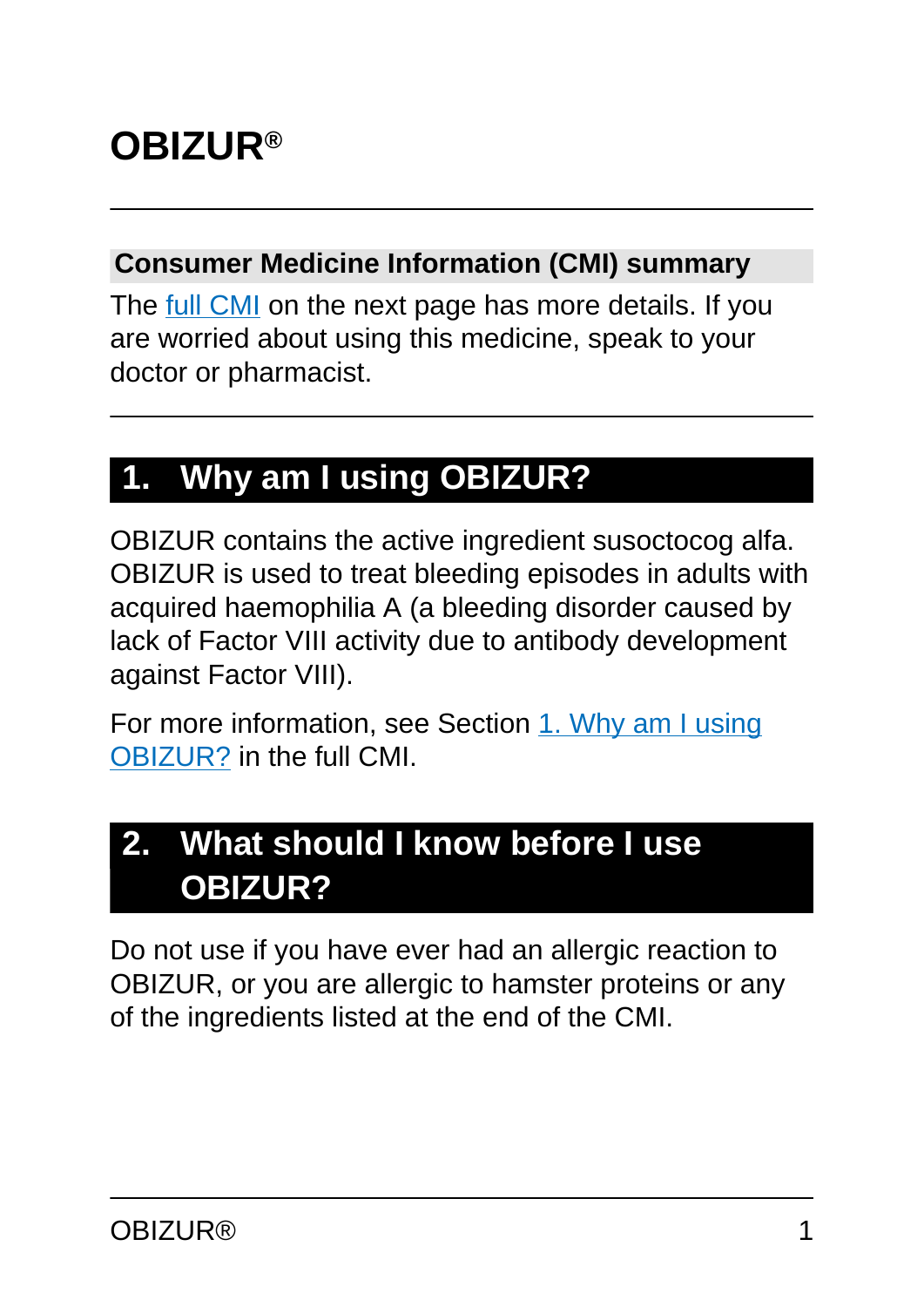# OBIZUR®

## Consumer Medicine Information (CMI) summary

The [full CMI] on the next page has more details. If you are worried about using this medicine, speak to your doctor or pharmacist.

## 1. Why am I using OBIZUR?

OBIZUR contains the active ingredient susoctocog alfa. OBIZUR is used to treat bleeding episodes in adults with acquired haemophilia A (a bleeding disorder caused by lack of Factor VIII activity due to antibody development against Factor VIII).

For more information, see Section [1. Why am I using OBIZUR?] in the full CMI.

## 2. What should I know before I use OBIZUR?

Do not use if you have ever had an allergic reaction to OBIZUR, or you are allergic to hamster proteins or any of the ingredients listed at the end of the CMI.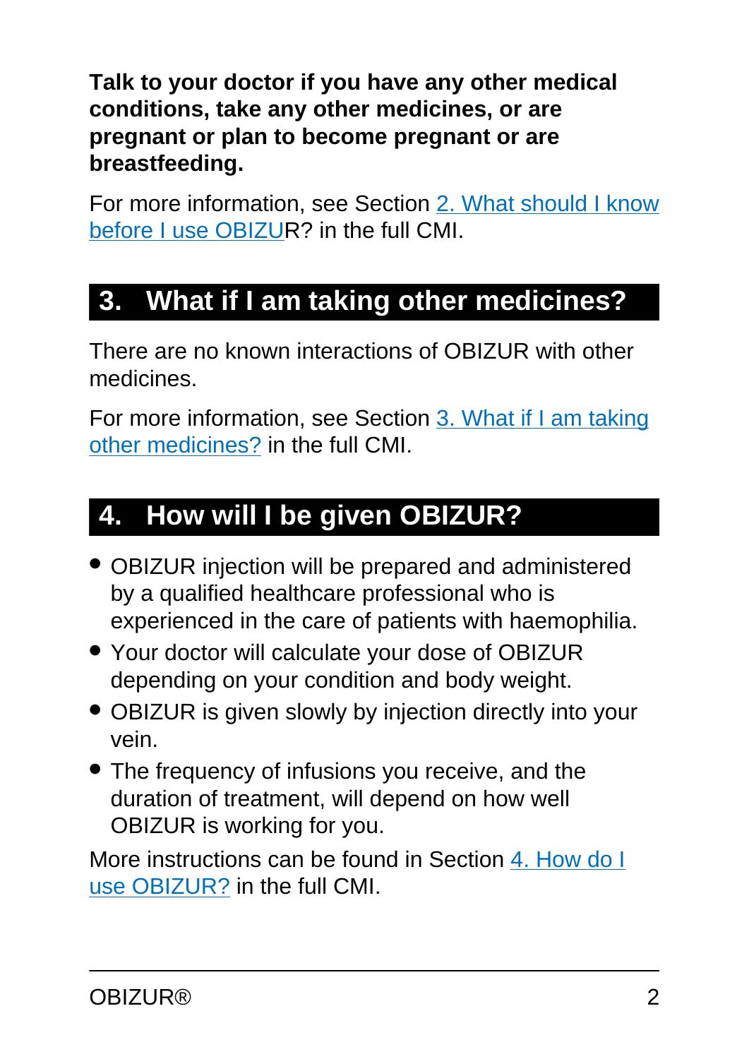**Talk to your doctor if you have any other medical conditions, take any other medicines, or are pregnant or plan to become pregnant or are breastfeeding.**

For more information, see Section 2. What should I know before I use OBIZUR? in the full CMI.

## 3. What if I am taking other medicines?

There are no known interactions of OBIZUR with other medicines.

For more information, see Section 3. What if I am taking other medicines? in the full CMI.

## 4. How will I be given OBIZUR?

- OBIZUR injection will be prepared and administered by a qualified healthcare professional who is experienced in the care of patients with haemophilia.
- Your doctor will calculate your dose of OBIZUR depending on your condition and body weight.
- OBIZUR is given slowly by injection directly into your vein.
- The frequency of infusions you receive, and the duration of treatment, will depend on how well OBIZUR is working for you.

More instructions can be found in Section 4. How do I use OBIZUR? in the full CMI.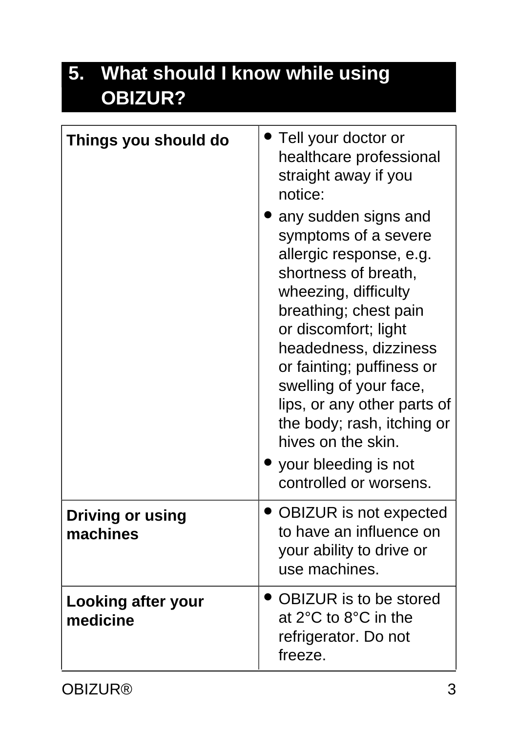## 5. What should I know while using OBIZUR?

| | |
|---|---|
| **Things you should do** | • Tell your doctor or healthcare professional straight away if you notice:<br>• any sudden signs and symptoms of a severe allergic response, e.g. shortness of breath, wheezing, difficulty breathing; chest pain or discomfort; light headedness, dizziness or fainting; puffiness or swelling of your face, lips, or any other parts of the body; rash, itching or hives on the skin.<br>• your bleeding is not controlled or worsens. |
| **Driving or using machines** | • OBIZUR is not expected to have an influence on your ability to drive or use machines. |
| **Looking after your medicine** | • OBIZUR is to be stored at 2°C to 8°C in the refrigerator. Do not freeze. |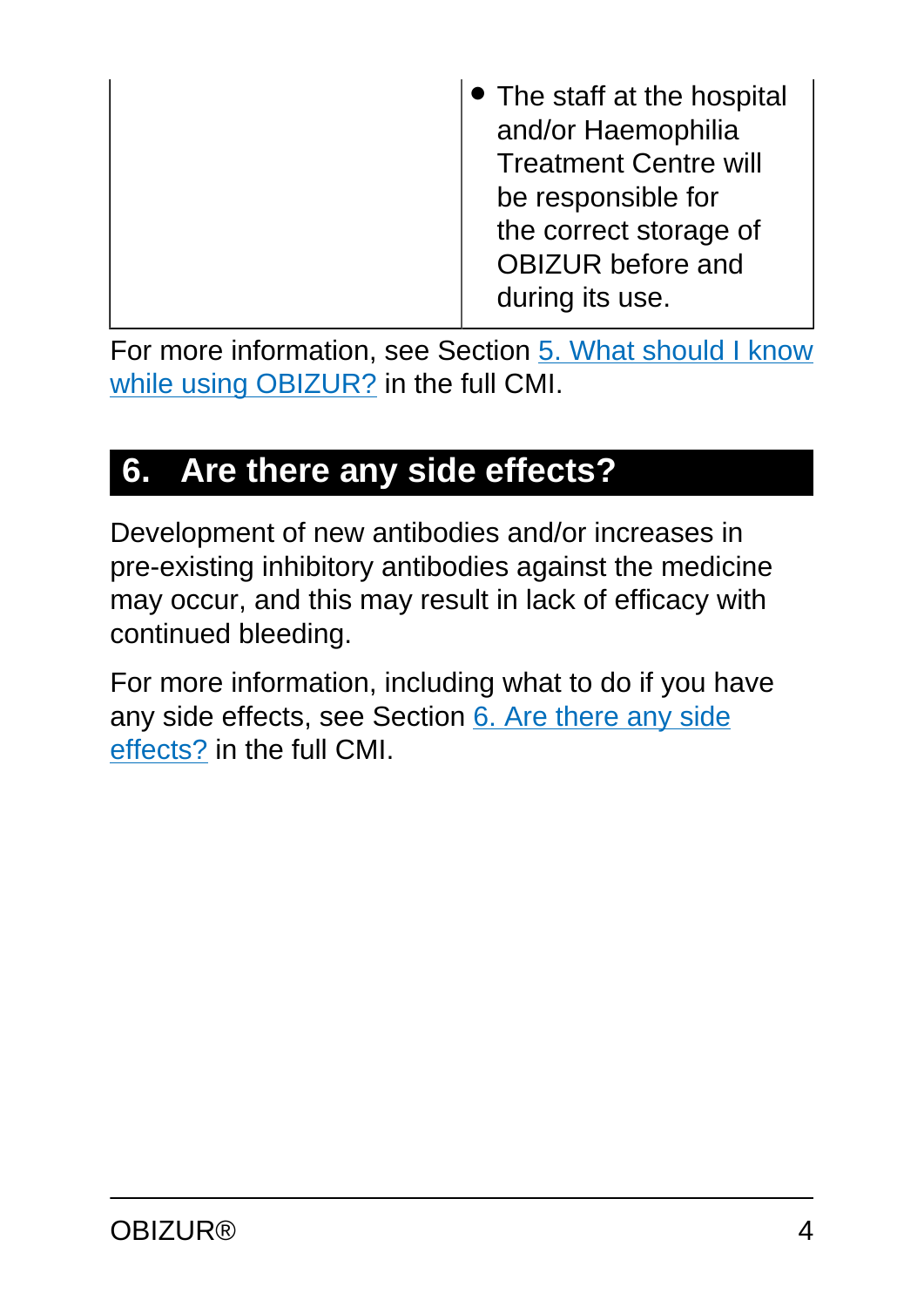| | |
|---|---|
| | • The staff at the hospital and/or Haemophilia Treatment Centre will be responsible for the correct storage of OBIZUR before and during its use. |

For more information, see Section 5. What should I know while using OBIZUR? in the full CMI.

## 6. Are there any side effects?

Development of new antibodies and/or increases in pre-existing inhibitory antibodies against the medicine may occur, and this may result in lack of efficacy with continued bleeding.

For more information, including what to do if you have any side effects, see Section 6. Are there any side effects? in the full CMI.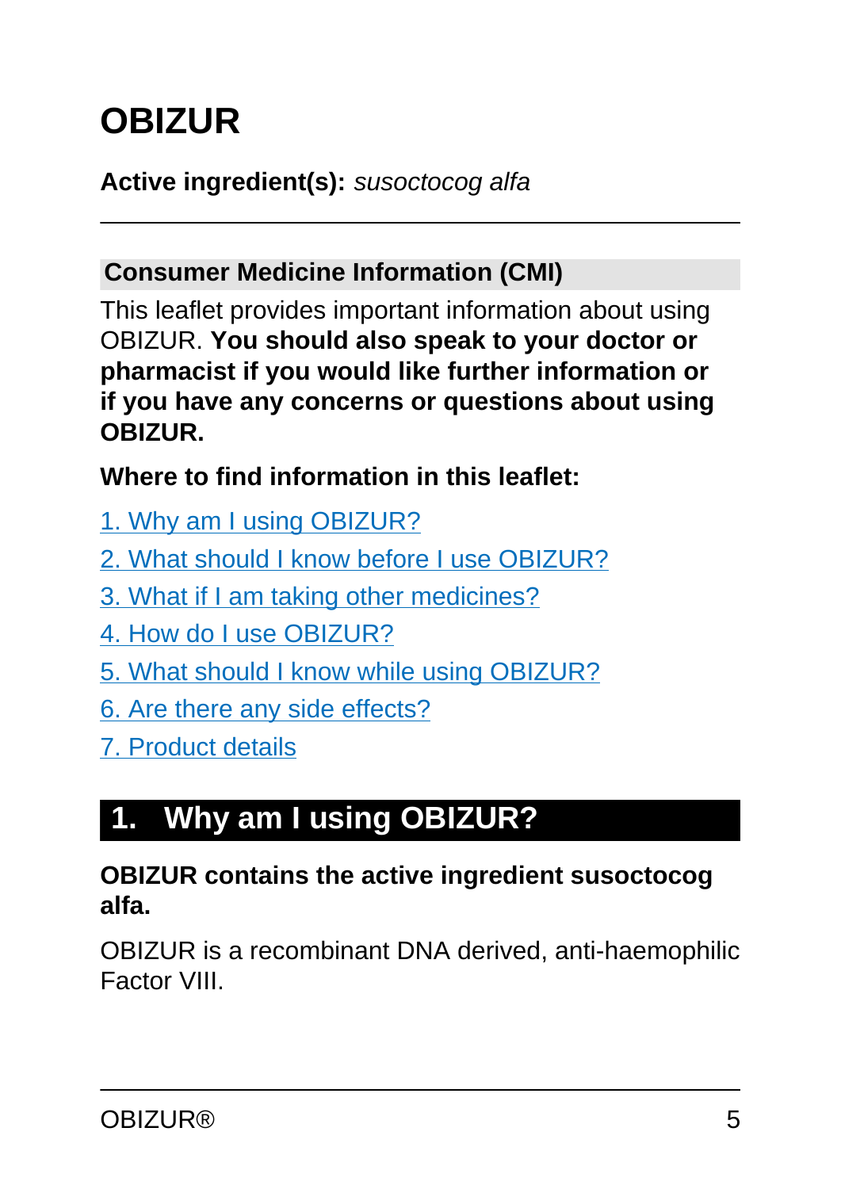# OBIZUR

**Active ingredient(s):** *susoctocog alfa*

---

## Consumer Medicine Information (CMI)

This leaflet provides important information about using OBIZUR. **You should also speak to your doctor or pharmacist if you would like further information or if you have any concerns or questions about using OBIZUR.**

**Where to find information in this leaflet:**

1. Why am I using OBIZUR?
2. What should I know before I use OBIZUR?
3. What if I am taking other medicines?
4. How do I use OBIZUR?
5. What should I know while using OBIZUR?
6. Are there any side effects?
7. Product details

## 1. Why am I using OBIZUR?

**OBIZUR contains the active ingredient susoctocog alfa.**

OBIZUR is a recombinant DNA derived, anti-haemophilic Factor VIII.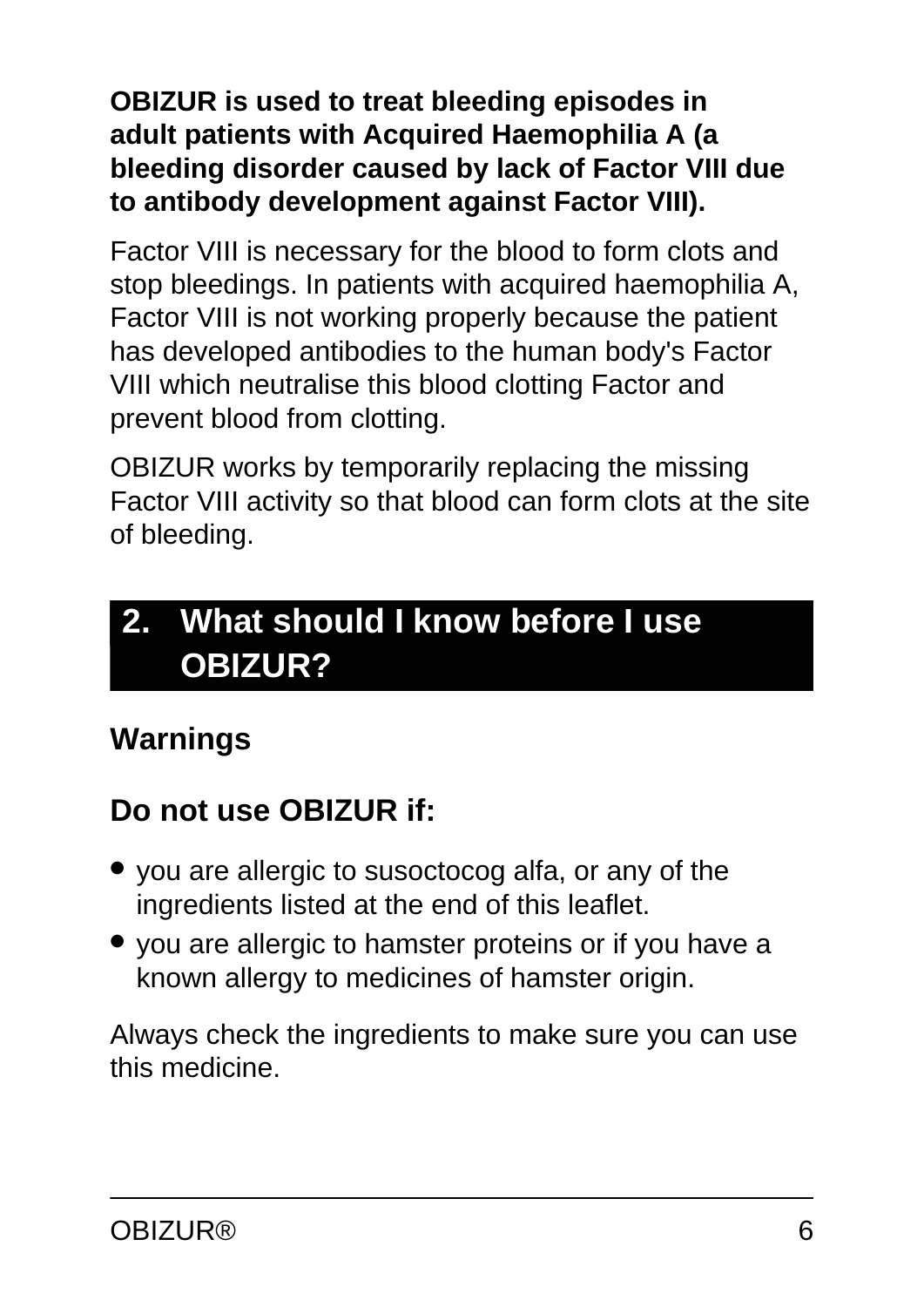**OBIZUR is used to treat bleeding episodes in adult patients with Acquired Haemophilia A (a bleeding disorder caused by lack of Factor VIII due to antibody development against Factor VIII).**

Factor VIII is necessary for the blood to form clots and stop bleedings. In patients with acquired haemophilia A, Factor VIII is not working properly because the patient has developed antibodies to the human body's Factor VIII which neutralise this blood clotting Factor and prevent blood from clotting.

OBIZUR works by temporarily replacing the missing Factor VIII activity so that blood can form clots at the site of bleeding.

## 2. What should I know before I use OBIZUR?

### Warnings

### Do not use OBIZUR if:

- you are allergic to susoctocog alfa, or any of the ingredients listed at the end of this leaflet.
- you are allergic to hamster proteins or if you have a known allergy to medicines of hamster origin.

Always check the ingredients to make sure you can use this medicine.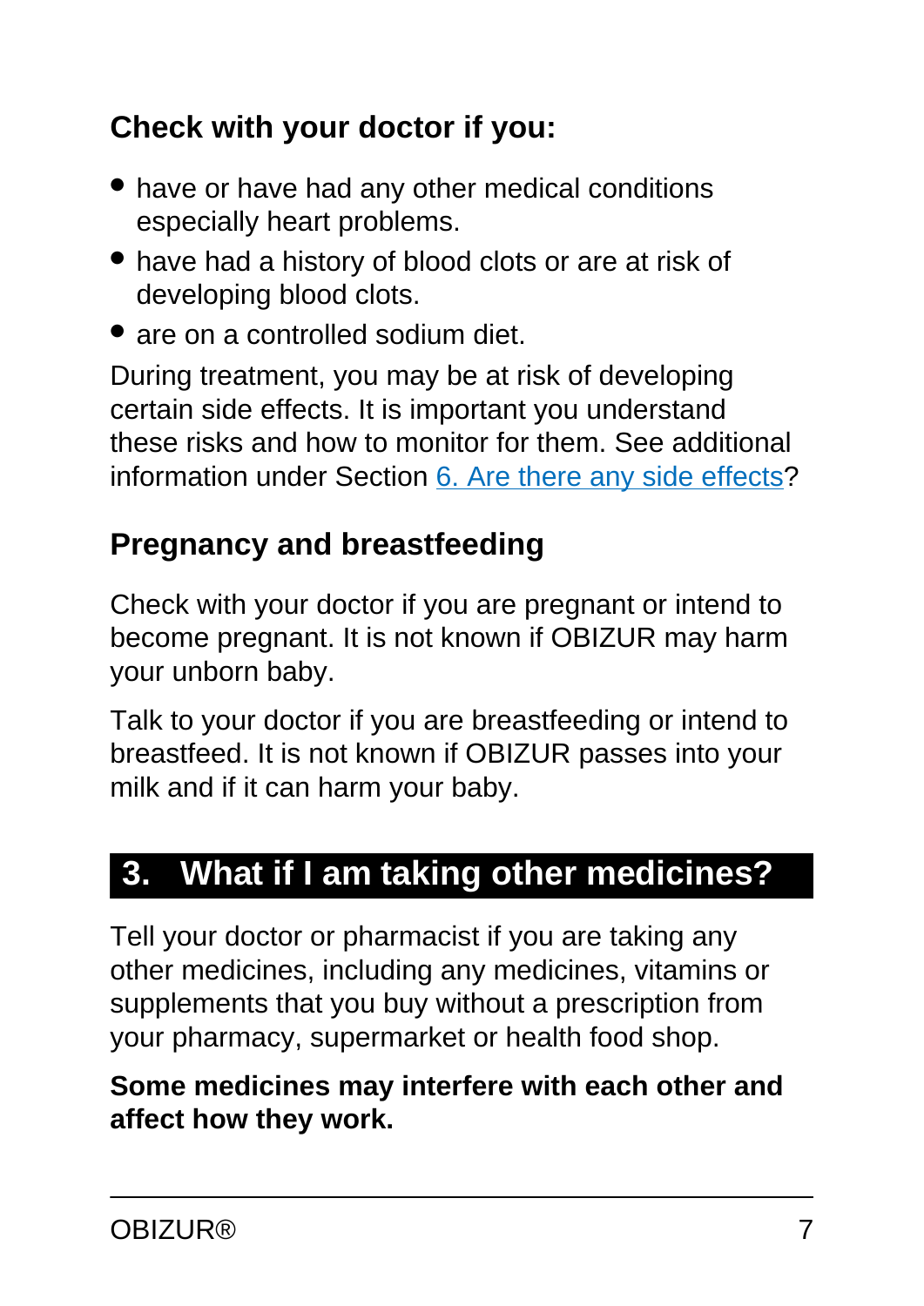### Check with your doctor if you:

- have or have had any other medical conditions especially heart problems.
- have had a history of blood clots or are at risk of developing blood clots.
- are on a controlled sodium diet.

During treatment, you may be at risk of developing certain side effects. It is important you understand these risks and how to monitor for them. See additional information under Section 6. Are there any side effects?

### Pregnancy and breastfeeding

Check with your doctor if you are pregnant or intend to become pregnant. It is not known if OBIZUR may harm your unborn baby.

Talk to your doctor if you are breastfeeding or intend to breastfeed. It is not known if OBIZUR passes into your milk and if it can harm your baby.

## 3. What if I am taking other medicines?

Tell your doctor or pharmacist if you are taking any other medicines, including any medicines, vitamins or supplements that you buy without a prescription from your pharmacy, supermarket or health food shop.

**Some medicines may interfere with each other and affect how they work.**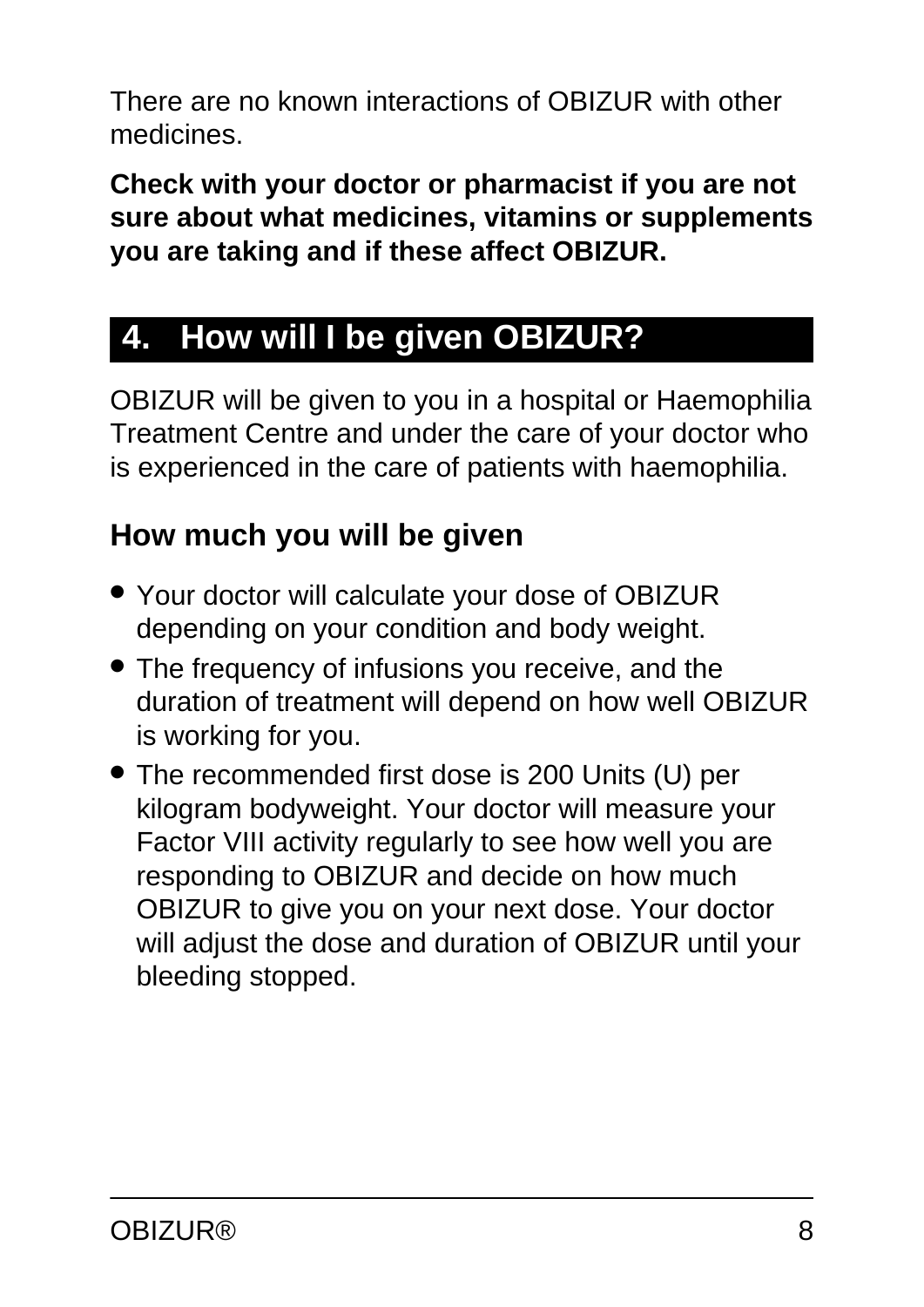There are no known interactions of OBIZUR with other medicines.

**Check with your doctor or pharmacist if you are not sure about what medicines, vitamins or supplements you are taking and if these affect OBIZUR.**

## 4. How will I be given OBIZUR?

OBIZUR will be given to you in a hospital or Haemophilia Treatment Centre and under the care of your doctor who is experienced in the care of patients with haemophilia.

### How much you will be given

- Your doctor will calculate your dose of OBIZUR depending on your condition and body weight.
- The frequency of infusions you receive, and the duration of treatment will depend on how well OBIZUR is working for you.
- The recommended first dose is 200 Units (U) per kilogram bodyweight. Your doctor will measure your Factor VIII activity regularly to see how well you are responding to OBIZUR and decide on how much OBIZUR to give you on your next dose. Your doctor will adjust the dose and duration of OBIZUR until your bleeding stopped.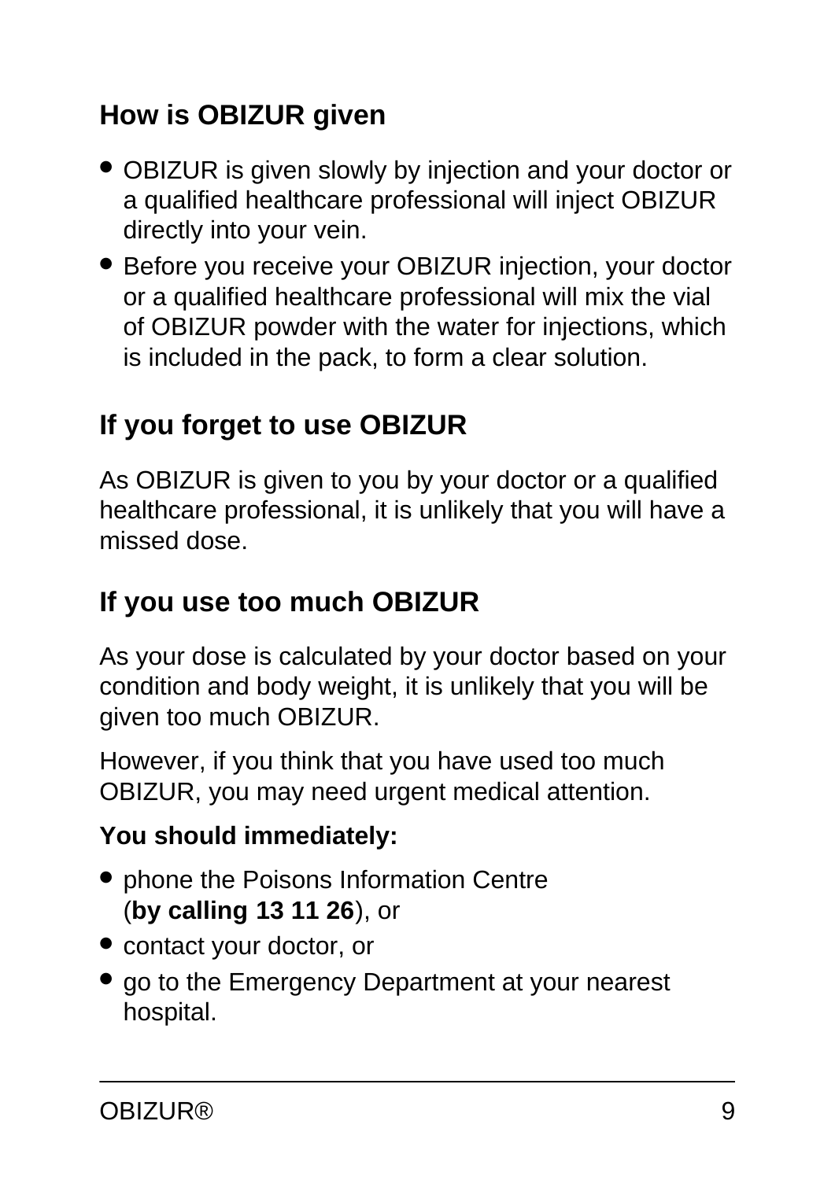## How is OBIZUR given

- OBIZUR is given slowly by injection and your doctor or a qualified healthcare professional will inject OBIZUR directly into your vein.
- Before you receive your OBIZUR injection, your doctor or a qualified healthcare professional will mix the vial of OBIZUR powder with the water for injections, which is included in the pack, to form a clear solution.

## If you forget to use OBIZUR

As OBIZUR is given to you by your doctor or a qualified healthcare professional, it is unlikely that you will have a missed dose.

## If you use too much OBIZUR

As your dose is calculated by your doctor based on your condition and body weight, it is unlikely that you will be given too much OBIZUR.

However, if you think that you have used too much OBIZUR, you may need urgent medical attention.

**You should immediately:**

- phone the Poisons Information Centre (**by calling 13 11 26**), or
- contact your doctor, or
- go to the Emergency Department at your nearest hospital.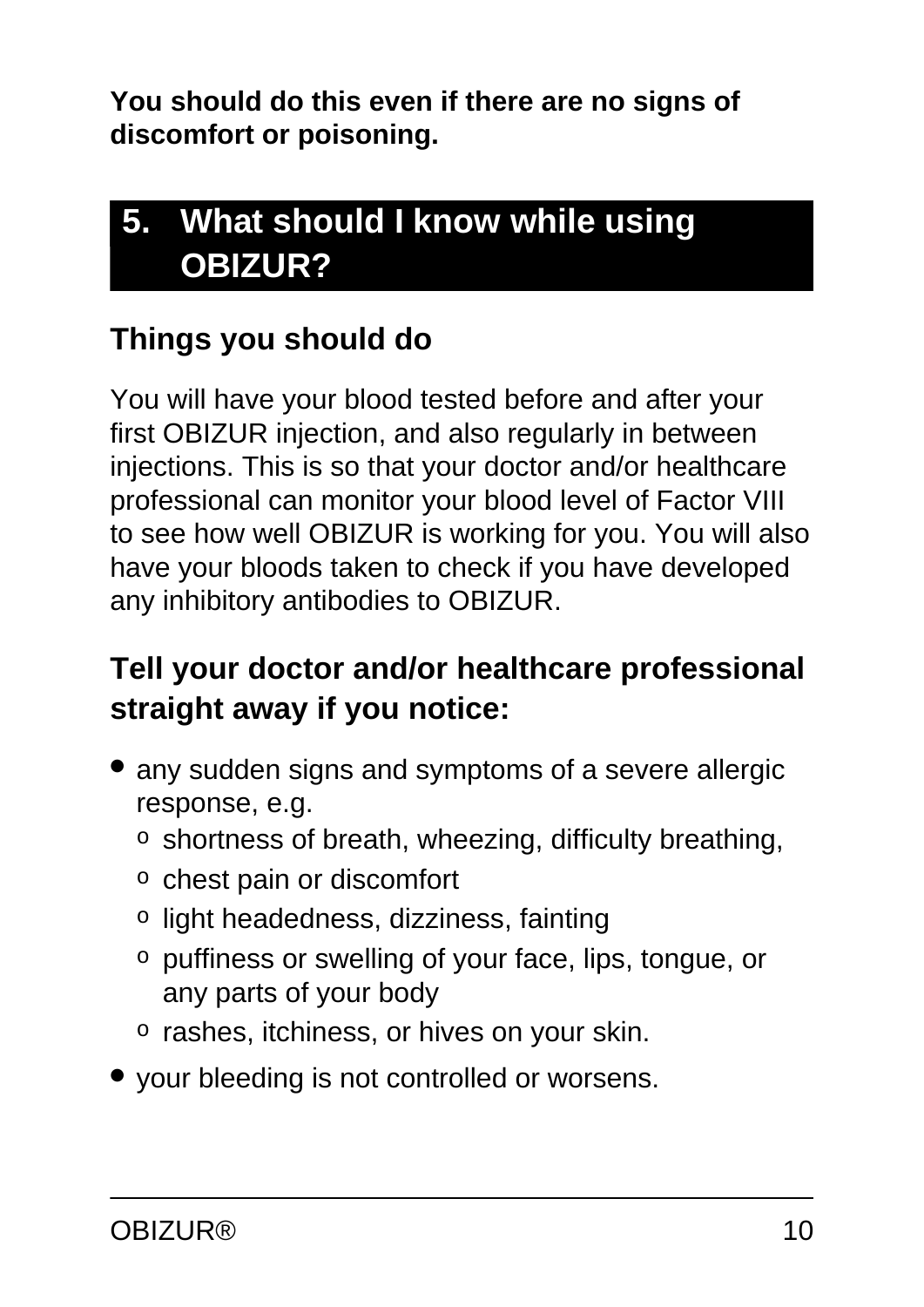**You should do this even if there are no signs of discomfort or poisoning.**

## 5. What should I know while using OBIZUR?

### Things you should do

You will have your blood tested before and after your first OBIZUR injection, and also regularly in between injections. This is so that your doctor and/or healthcare professional can monitor your blood level of Factor VIII to see how well OBIZUR is working for you. You will also have your bloods taken to check if you have developed any inhibitory antibodies to OBIZUR.

### Tell your doctor and/or healthcare professional straight away if you notice:

- any sudden signs and symptoms of a severe allergic response, e.g.
    - shortness of breath, wheezing, difficulty breathing,
    - chest pain or discomfort
    - light headedness, dizziness, fainting
    - puffiness or swelling of your face, lips, tongue, or any parts of your body
    - rashes, itchiness, or hives on your skin.
- your bleeding is not controlled or worsens.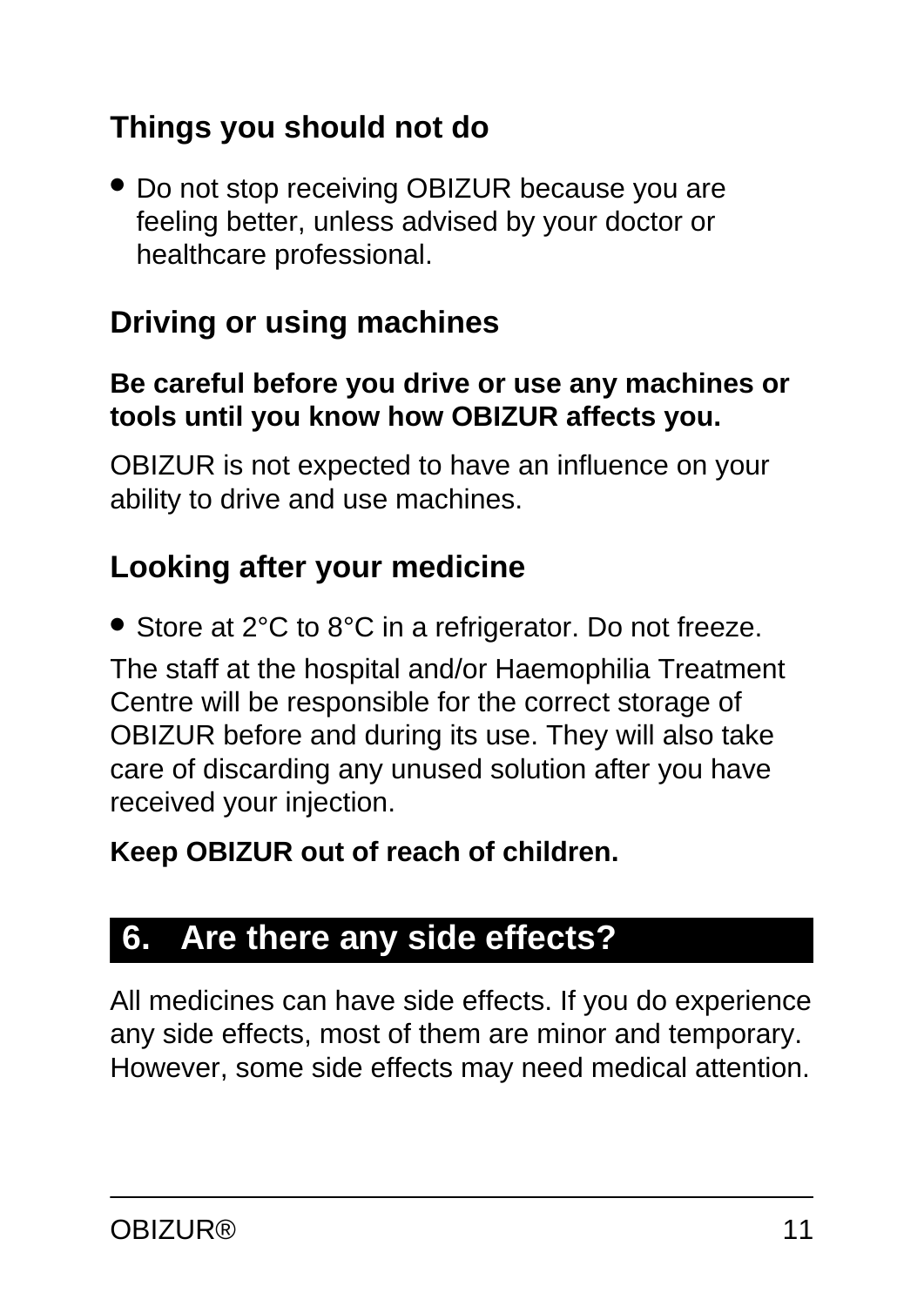### Things you should not do

- Do not stop receiving OBIZUR because you are feeling better, unless advised by your doctor or healthcare professional.

### Driving or using machines

**Be careful before you drive or use any machines or tools until you know how OBIZUR affects you.**

OBIZUR is not expected to have an influence on your ability to drive and use machines.

### Looking after your medicine

- Store at 2°C to 8°C in a refrigerator. Do not freeze.

The staff at the hospital and/or Haemophilia Treatment Centre will be responsible for the correct storage of OBIZUR before and during its use. They will also take care of discarding any unused solution after you have received your injection.

**Keep OBIZUR out of reach of children.**

## 6. Are there any side effects?

All medicines can have side effects. If you do experience any side effects, most of them are minor and temporary. However, some side effects may need medical attention.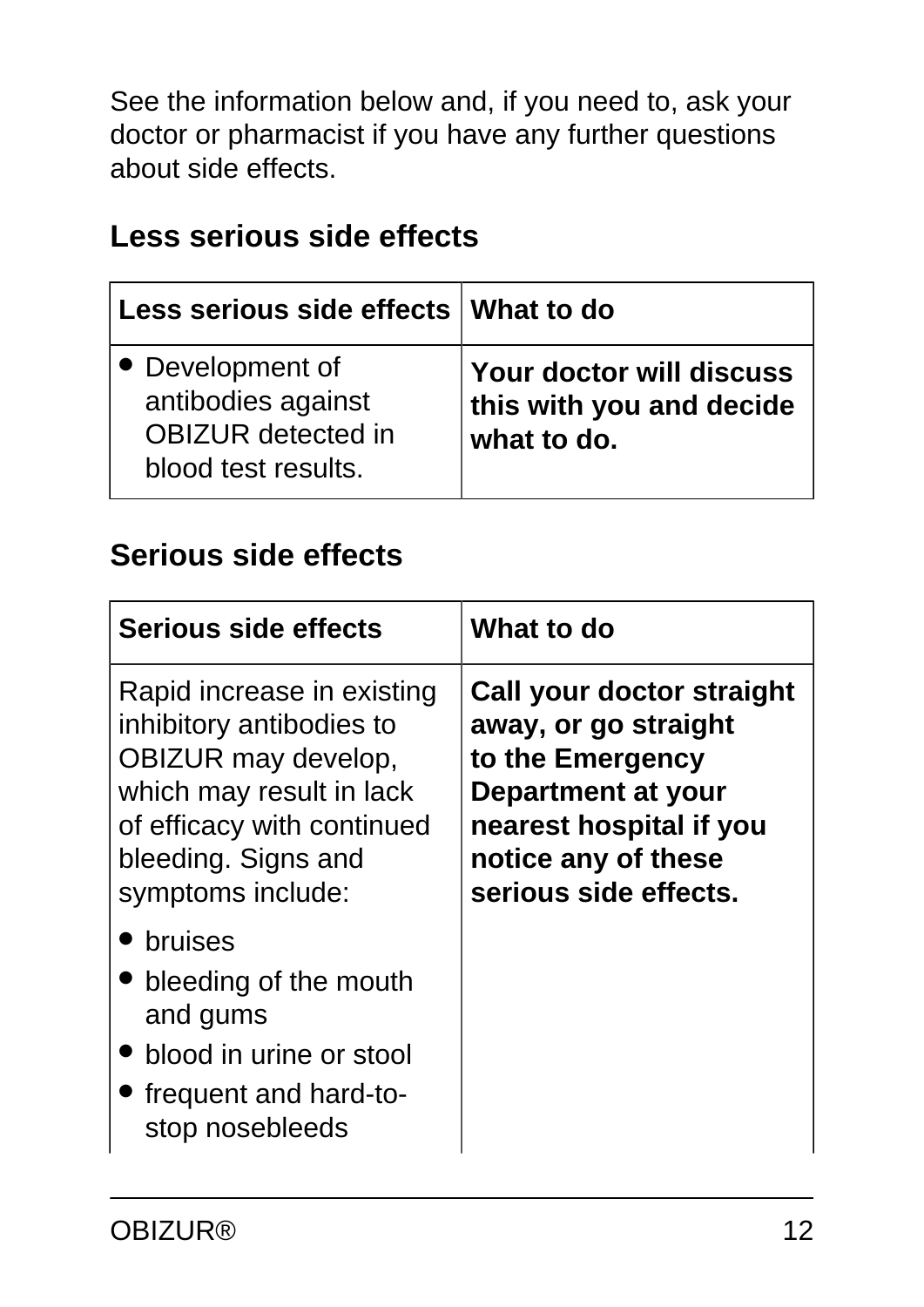See the information below and, if you need to, ask your doctor or pharmacist if you have any further questions about side effects.

## Less serious side effects

| Less serious side effects | What to do |
| --- | --- |
| • Development of antibodies against OBIZUR detected in blood test results. | **Your doctor will discuss this with you and decide what to do.** |

## Serious side effects

| Serious side effects | What to do |
| --- | --- |
| Rapid increase in existing inhibitory antibodies to OBIZUR may develop, which may result in lack of efficacy with continued bleeding. Signs and symptoms include:<br>• bruises<br>• bleeding of the mouth and gums<br>• blood in urine or stool<br>• frequent and hard-to-stop nosebleeds | **Call your doctor straight away, or go straight to the Emergency Department at your nearest hospital if you notice any of these serious side effects.** |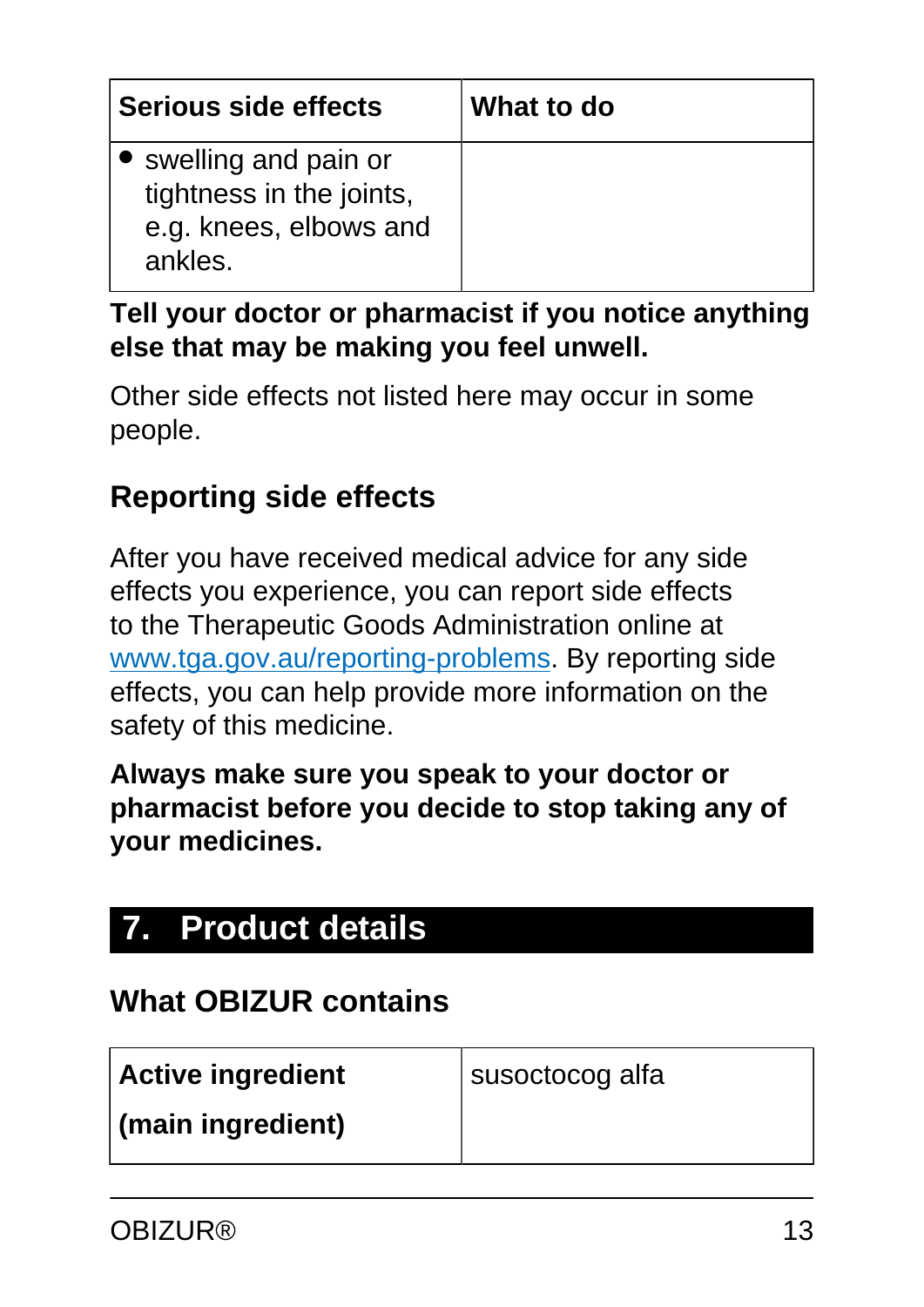| Serious side effects | What to do |
| --- | --- |
| • swelling and pain or tightness in the joints, e.g. knees, elbows and ankles. | |

**Tell your doctor or pharmacist if you notice anything else that may be making you feel unwell.**

Other side effects not listed here may occur in some people.

## Reporting side effects

After you have received medical advice for any side effects you experience, you can report side effects to the Therapeutic Goods Administration online at [www.tga.gov.au/reporting-problems](http://www.tga.gov.au/reporting-problems). By reporting side effects, you can help provide more information on the safety of this medicine.

**Always make sure you speak to your doctor or pharmacist before you decide to stop taking any of your medicines.**

# 7. Product details

## What OBIZUR contains

| Active ingredient (main ingredient) | susoctocog alfa |
| --- | --- |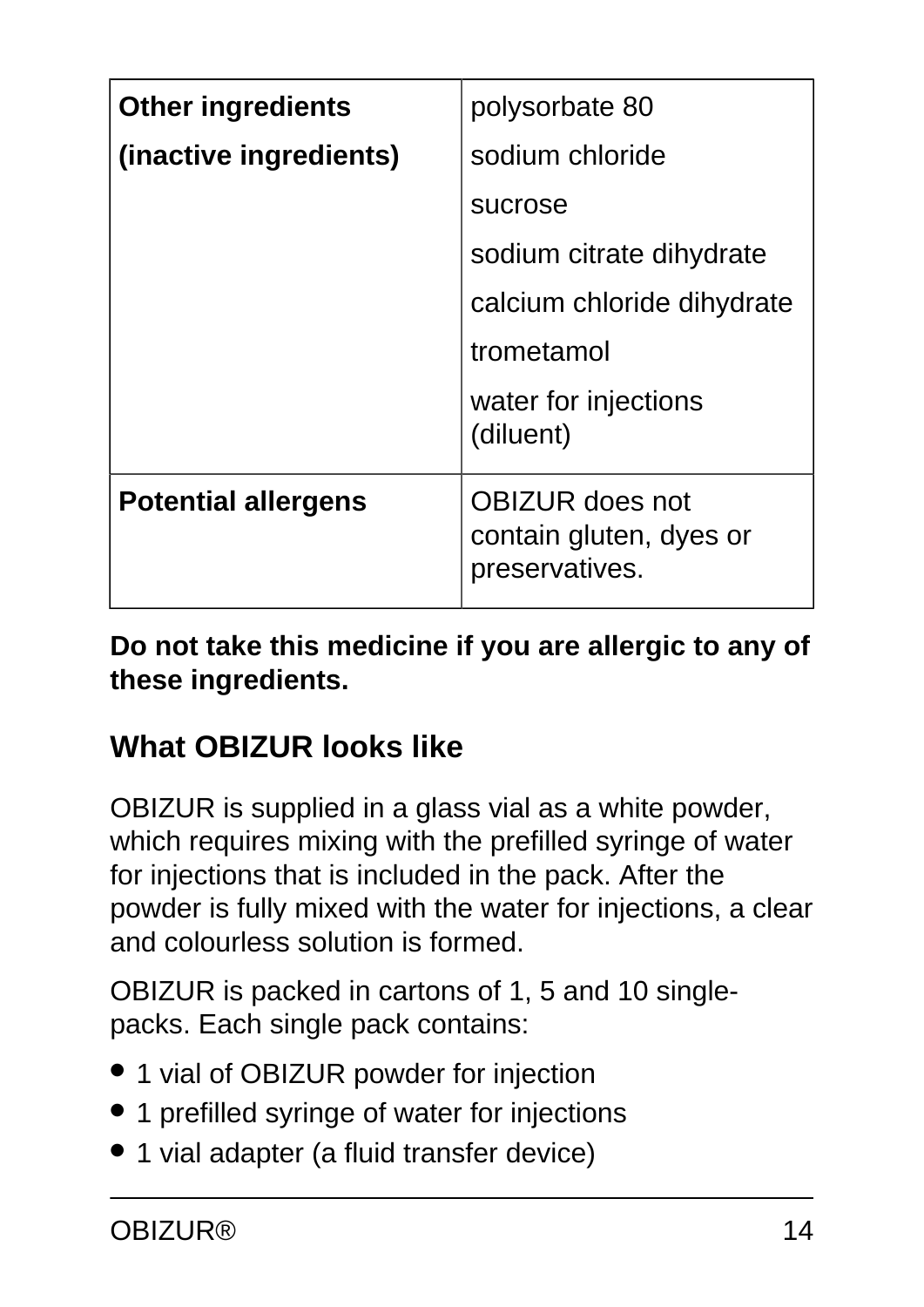| Other ingredients (inactive ingredients) | polysorbate 80<br>sodium chloride<br>sucrose<br>sodium citrate dihydrate<br>calcium chloride dihydrate<br>trometamol<br>water for injections (diluent) |
| --- | --- |
| **Potential allergens** | OBIZUR does not contain gluten, dyes or preservatives. |

**Do not take this medicine if you are allergic to any of these ingredients.**

## What OBIZUR looks like

OBIZUR is supplied in a glass vial as a white powder, which requires mixing with the prefilled syringe of water for injections that is included in the pack. After the powder is fully mixed with the water for injections, a clear and colourless solution is formed.

OBIZUR is packed in cartons of 1, 5 and 10 single-packs. Each single pack contains:

- 1 vial of OBIZUR powder for injection
- 1 prefilled syringe of water for injections
- 1 vial adapter (a fluid transfer device)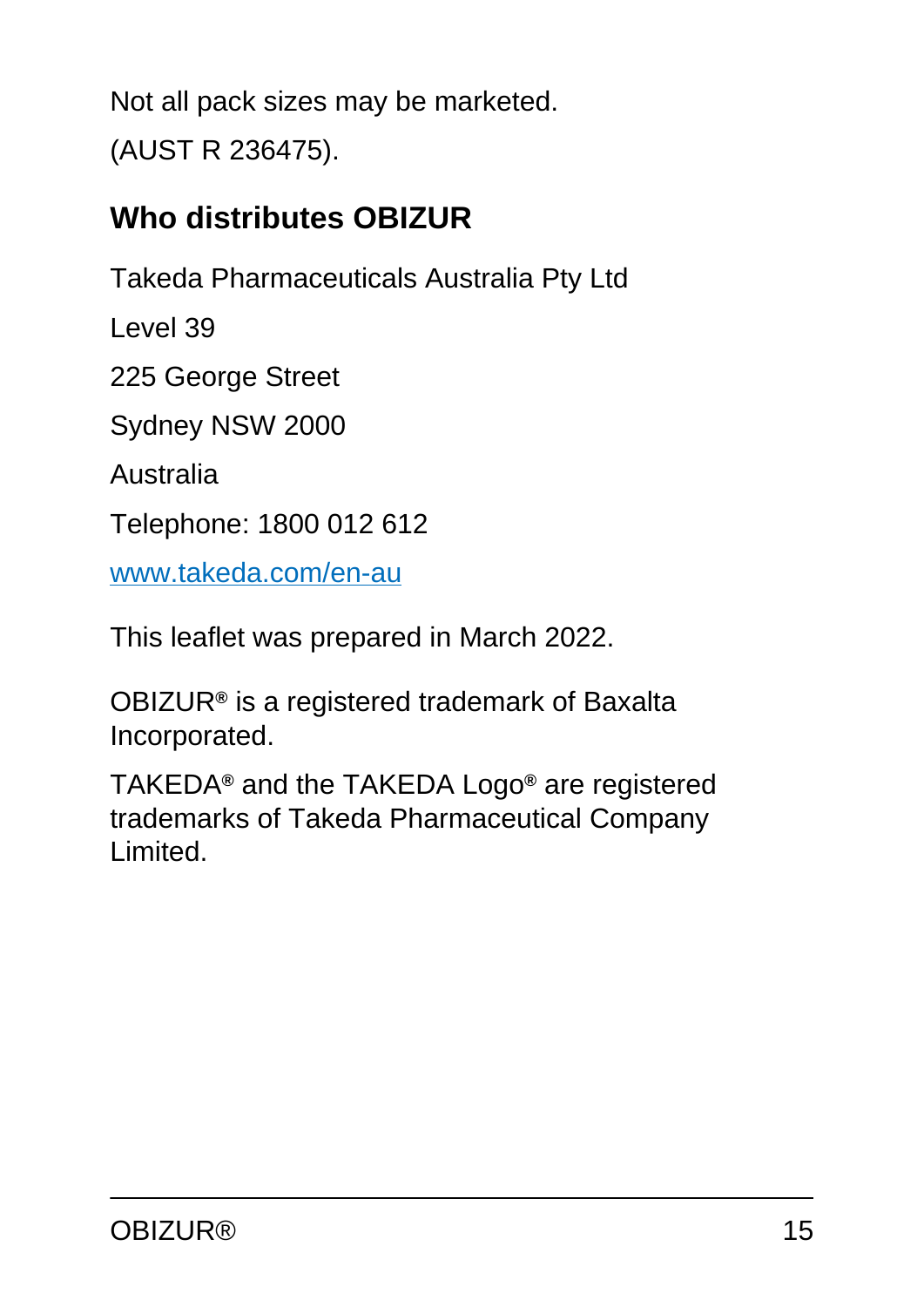Not all pack sizes may be marketed.

(AUST R 236475).

## Who distributes OBIZUR

Takeda Pharmaceuticals Australia Pty Ltd

Level 39

225 George Street

Sydney NSW 2000

Australia

Telephone: 1800 012 612

www.takeda.com/en-au

This leaflet was prepared in March 2022.

OBIZUR® is a registered trademark of Baxalta Incorporated.

TAKEDA® and the TAKEDA Logo® are registered trademarks of Takeda Pharmaceutical Company Limited.